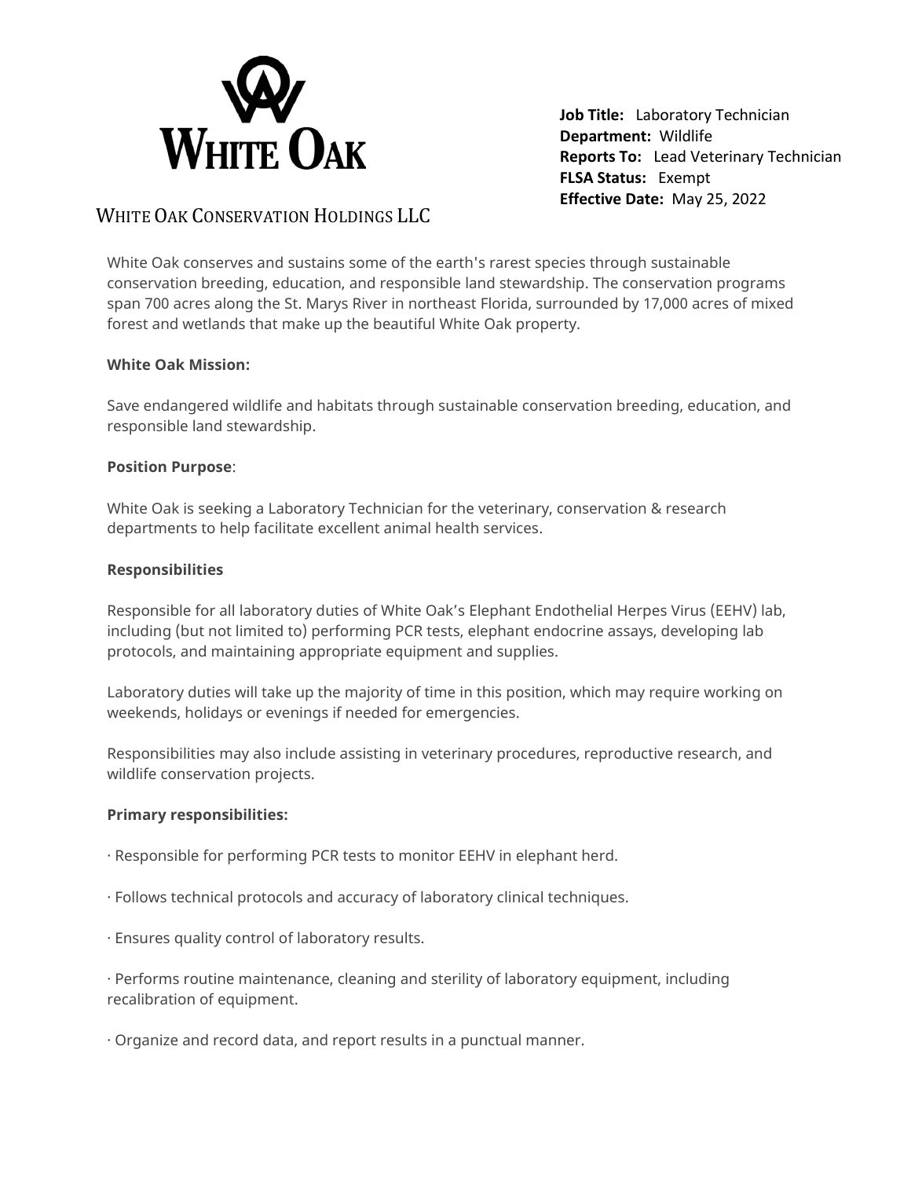# WHITE OAK

**Job Title:** Laboratory Technician
**Department:** Wildlife
**Reports To:** Lead Veterinary Technician
**FLSA Status:** Exempt
**Effective Date:** May 25, 2022

## WHITE OAK CONSERVATION HOLDINGS LLC

White Oak conserves and sustains some of the earth's rarest species through sustainable conservation breeding, education, and responsible land stewardship. The conservation programs span 700 acres along the St. Marys River in northeast Florida, surrounded by 17,000 acres of mixed forest and wetlands that make up the beautiful White Oak property.

**White Oak Mission:**

Save endangered wildlife and habitats through sustainable conservation breeding, education, and responsible land stewardship.

**Position Purpose**:

White Oak is seeking a Laboratory Technician for the veterinary, conservation & research departments to help facilitate excellent animal health services.

**Responsibilities**

Responsible for all laboratory duties of White Oak's Elephant Endothelial Herpes Virus (EEHV) lab, including (but not limited to) performing PCR tests, elephant endocrine assays, developing lab protocols, and maintaining appropriate equipment and supplies.

Laboratory duties will take up the majority of time in this position, which may require working on weekends, holidays or evenings if needed for emergencies.

Responsibilities may also include assisting in veterinary procedures, reproductive research, and wildlife conservation projects.

**Primary responsibilities:**

· Responsible for performing PCR tests to monitor EEHV in elephant herd.

· Follows technical protocols and accuracy of laboratory clinical techniques.

· Ensures quality control of laboratory results.

· Performs routine maintenance, cleaning and sterility of laboratory equipment, including recalibration of equipment.

· Organize and record data, and report results in a punctual manner.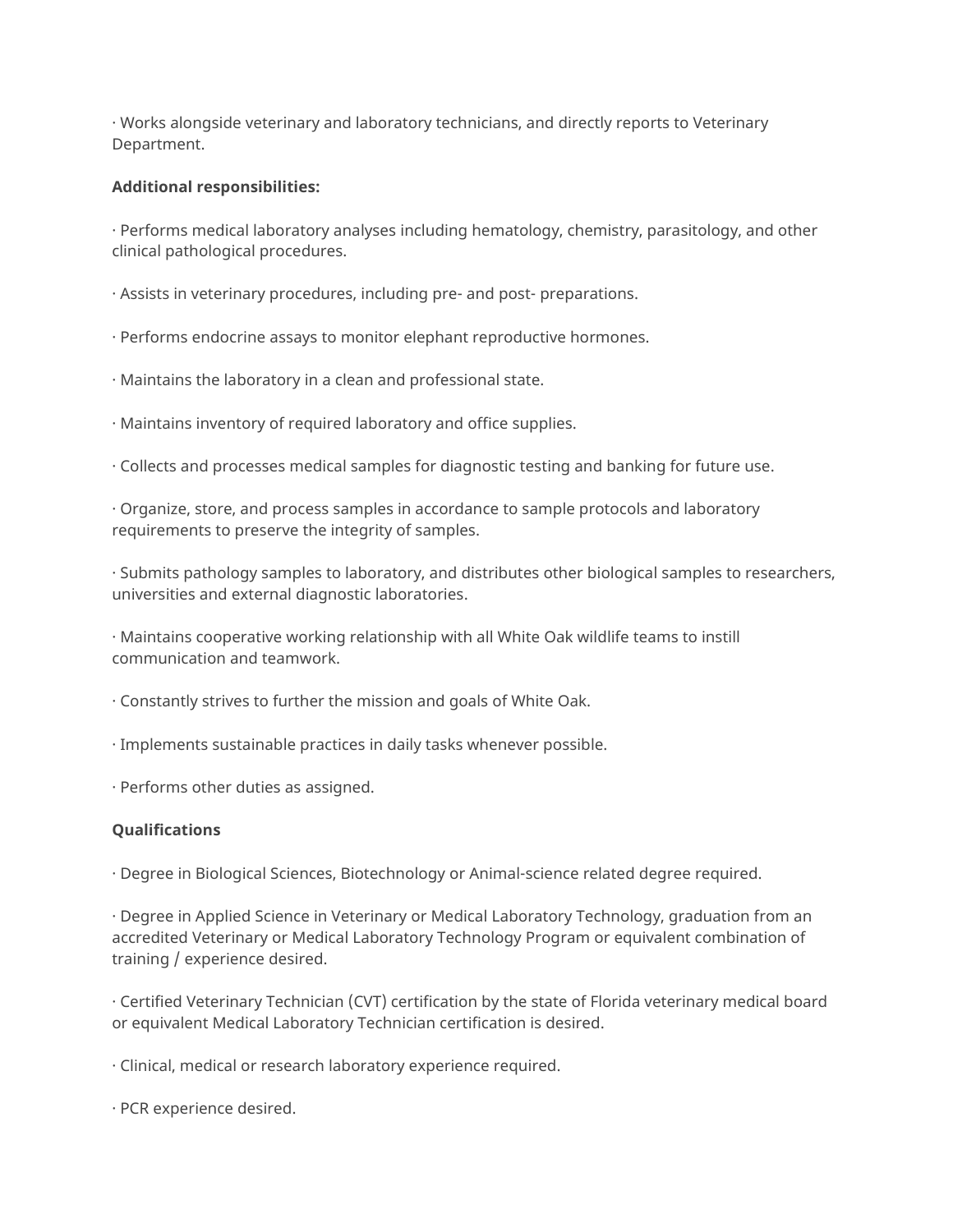· Works alongside veterinary and laboratory technicians, and directly reports to Veterinary Department.

**Additional responsibilities:**

· Performs medical laboratory analyses including hematology, chemistry, parasitology, and other clinical pathological procedures.

· Assists in veterinary procedures, including pre- and post- preparations.

· Performs endocrine assays to monitor elephant reproductive hormones.

· Maintains the laboratory in a clean and professional state.

· Maintains inventory of required laboratory and office supplies.

· Collects and processes medical samples for diagnostic testing and banking for future use.

· Organize, store, and process samples in accordance to sample protocols and laboratory requirements to preserve the integrity of samples.

· Submits pathology samples to laboratory, and distributes other biological samples to researchers, universities and external diagnostic laboratories.

· Maintains cooperative working relationship with all White Oak wildlife teams to instill communication and teamwork.

· Constantly strives to further the mission and goals of White Oak.

· Implements sustainable practices in daily tasks whenever possible.

· Performs other duties as assigned.

**Qualifications**

· Degree in Biological Sciences, Biotechnology or Animal-science related degree required.

· Degree in Applied Science in Veterinary or Medical Laboratory Technology, graduation from an accredited Veterinary or Medical Laboratory Technology Program or equivalent combination of training / experience desired.

· Certified Veterinary Technician (CVT) certification by the state of Florida veterinary medical board or equivalent Medical Laboratory Technician certification is desired.

· Clinical, medical or research laboratory experience required.

· PCR experience desired.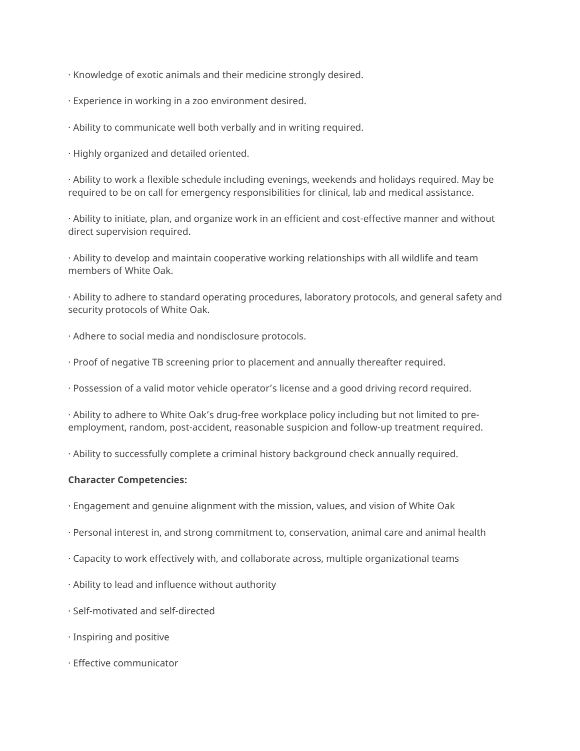· Knowledge of exotic animals and their medicine strongly desired.

· Experience in working in a zoo environment desired.

· Ability to communicate well both verbally and in writing required.

· Highly organized and detailed oriented.

· Ability to work a flexible schedule including evenings, weekends and holidays required. May be required to be on call for emergency responsibilities for clinical, lab and medical assistance.

· Ability to initiate, plan, and organize work in an efficient and cost-effective manner and without direct supervision required.

· Ability to develop and maintain cooperative working relationships with all wildlife and team members of White Oak.

· Ability to adhere to standard operating procedures, laboratory protocols, and general safety and security protocols of White Oak.

· Adhere to social media and nondisclosure protocols.

· Proof of negative TB screening prior to placement and annually thereafter required.

· Possession of a valid motor vehicle operator’s license and a good driving record required.

· Ability to adhere to White Oak’s drug-free workplace policy including but not limited to pre-employment, random, post-accident, reasonable suspicion and follow-up treatment required.

· Ability to successfully complete a criminal history background check annually required.

**Character Competencies:**

· Engagement and genuine alignment with the mission, values, and vision of White Oak

· Personal interest in, and strong commitment to, conservation, animal care and animal health

· Capacity to work effectively with, and collaborate across, multiple organizational teams

· Ability to lead and influence without authority

· Self-motivated and self-directed

· Inspiring and positive

· Effective communicator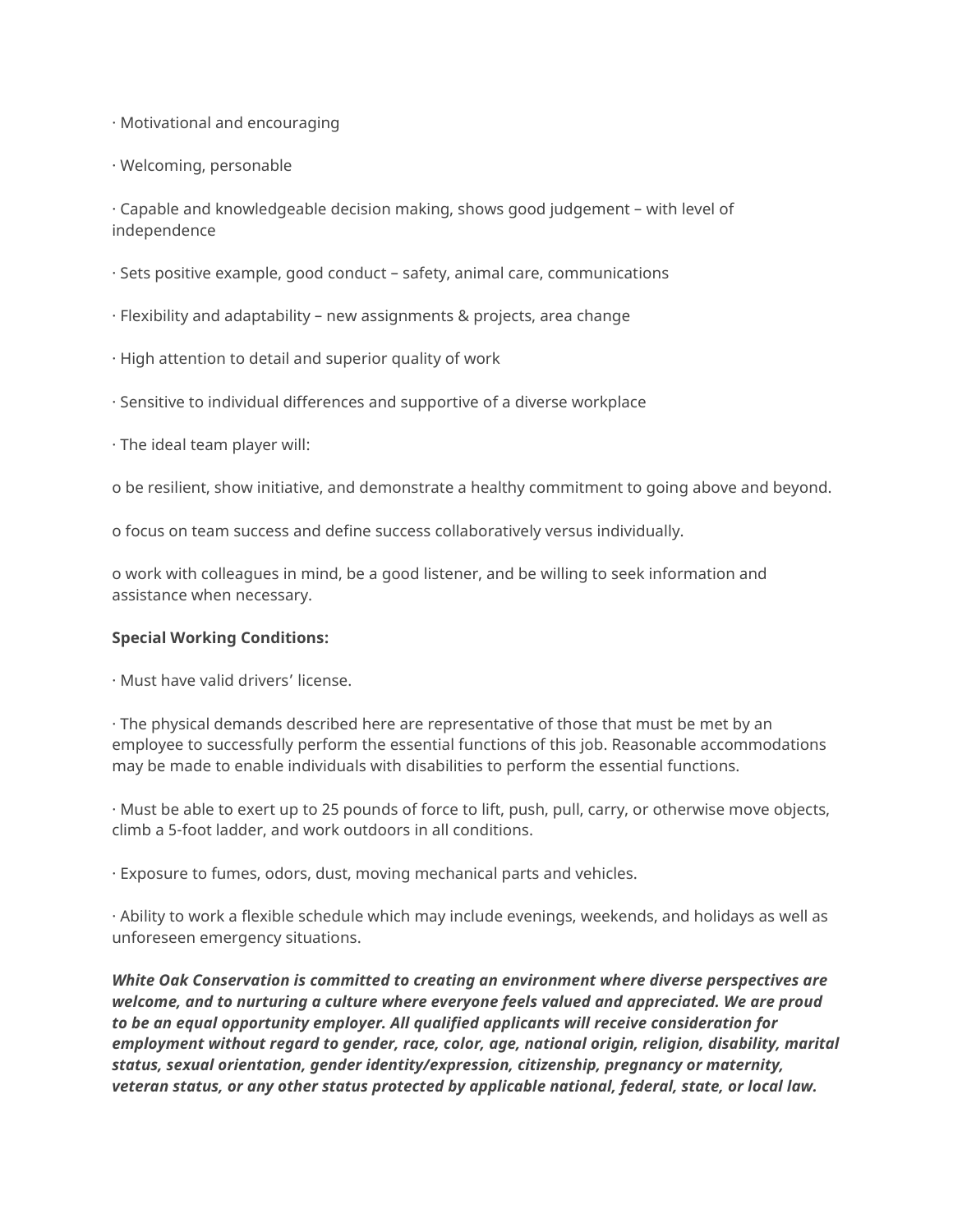· Motivational and encouraging

· Welcoming, personable

· Capable and knowledgeable decision making, shows good judgement – with level of independence

· Sets positive example, good conduct – safety, animal care, communications

· Flexibility and adaptability – new assignments & projects, area change

· High attention to detail and superior quality of work

· Sensitive to individual differences and supportive of a diverse workplace

· The ideal team player will:

o be resilient, show initiative, and demonstrate a healthy commitment to going above and beyond.

o focus on team success and define success collaboratively versus individually.

o work with colleagues in mind, be a good listener, and be willing to seek information and assistance when necessary.

**Special Working Conditions:**

· Must have valid drivers' license.

· The physical demands described here are representative of those that must be met by an employee to successfully perform the essential functions of this job. Reasonable accommodations may be made to enable individuals with disabilities to perform the essential functions.

· Must be able to exert up to 25 pounds of force to lift, push, pull, carry, or otherwise move objects, climb a 5-foot ladder, and work outdoors in all conditions.

· Exposure to fumes, odors, dust, moving mechanical parts and vehicles.

· Ability to work a flexible schedule which may include evenings, weekends, and holidays as well as unforeseen emergency situations.

***White Oak Conservation is committed to creating an environment where diverse perspectives are welcome, and to nurturing a culture where everyone feels valued and appreciated. We are proud to be an equal opportunity employer. All qualified applicants will receive consideration for employment without regard to gender, race, color, age, national origin, religion, disability, marital status, sexual orientation, gender identity/expression, citizenship, pregnancy or maternity, veteran status, or any other status protected by applicable national, federal, state, or local law.***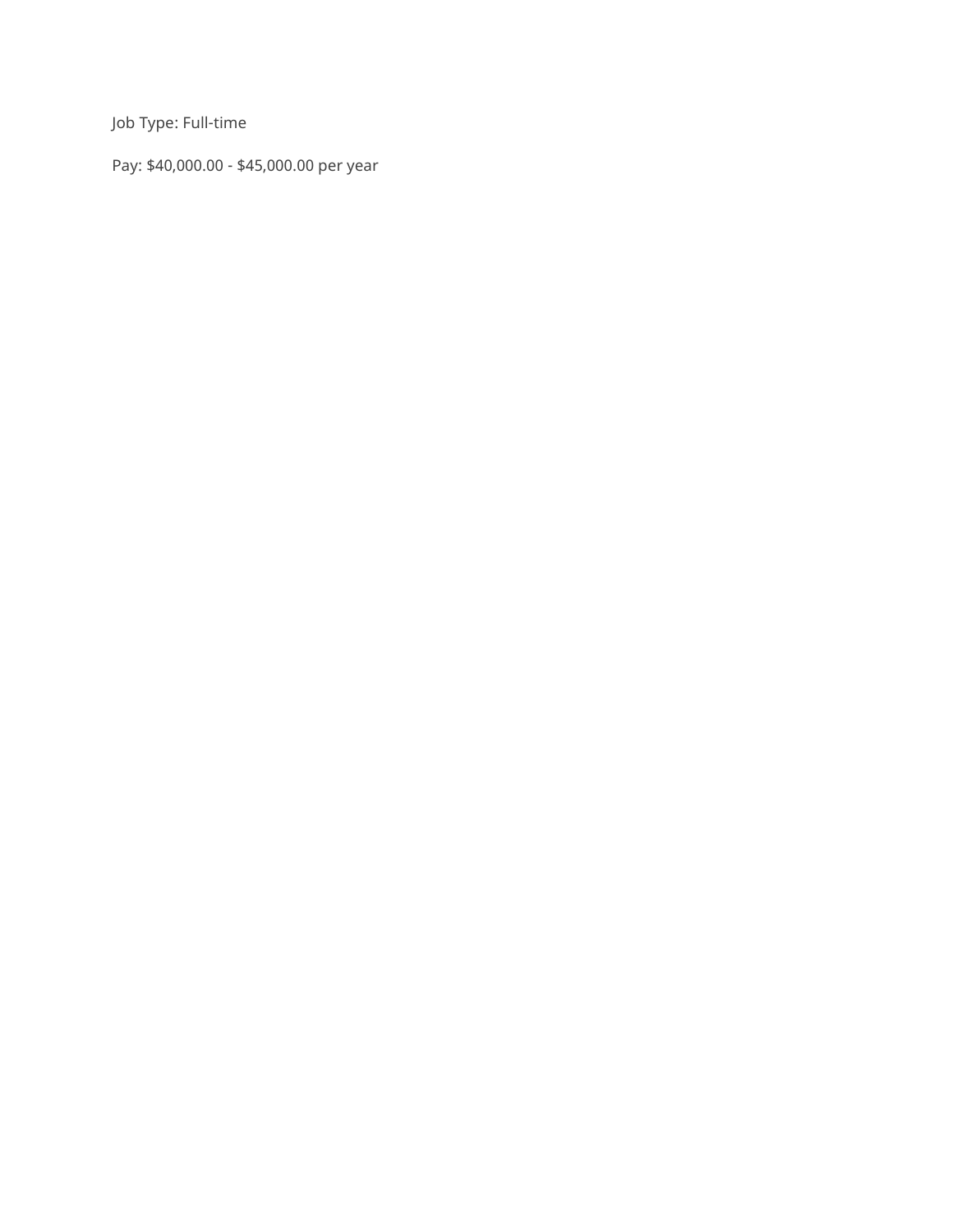Job Type: Full-time

Pay: $40,000.00 - $45,000.00 per year